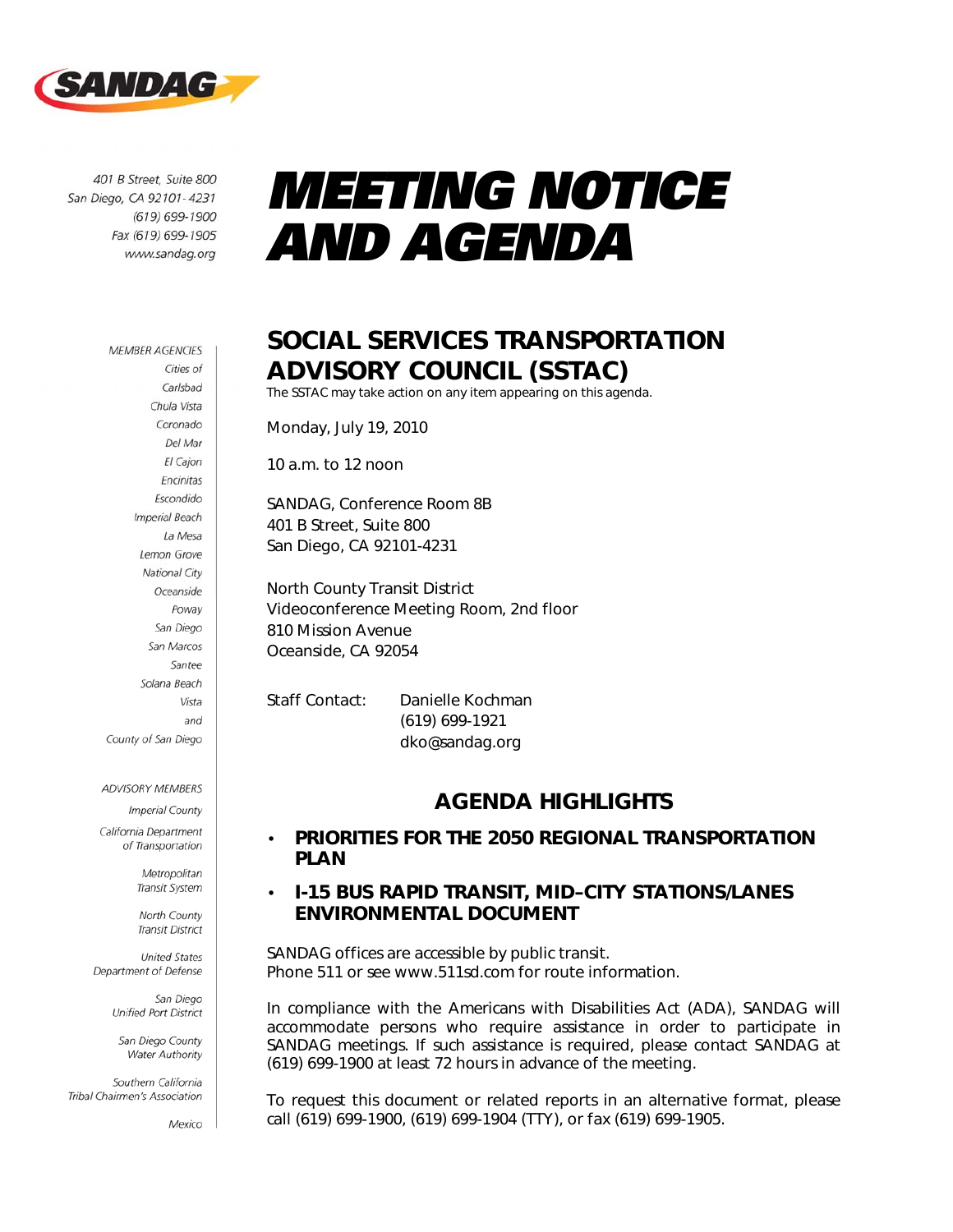SANDAG

401 B Street, Suite 800
San Diego, CA 92101-4231
(619) 699-1900
Fax (619) 699-1905
www.sandag.org

# MEETING NOTICE AND AGENDA

MEMBER AGENCIES
Cities of
Carlsbad
Chula Vista
Coronado
Del Mar
El Cajon
Encinitas
Escondido
Imperial Beach
La Mesa
Lemon Grove
National City
Oceanside
Poway
San Diego
San Marcos
Santee
Solana Beach
Vista
and
County of San Diego

ADVISORY MEMBERS
Imperial County
California Department of Transportation
Metropolitan Transit System
North County Transit District
United States Department of Defense
San Diego Unified Port District
San Diego County Water Authority
Southern California Tribal Chairmen's Association
Mexico

## SOCIAL SERVICES TRANSPORTATION ADVISORY COUNCIL (SSTAC)

The SSTAC may take action on any item appearing on this agenda.

Monday, July 19, 2010

10 a.m. to 12 noon

SANDAG, Conference Room 8B
401 B Street, Suite 800
San Diego, CA 92101-4231

North County Transit District
Videoconference Meeting Room, 2nd floor
810 Mission Avenue
Oceanside, CA 92054

Staff Contact: Danielle Kochman
(619) 699-1921
dko@sandag.org

## AGENDA HIGHLIGHTS

- **PRIORITIES FOR THE 2050 REGIONAL TRANSPORTATION PLAN**
- **I-15 BUS RAPID TRANSIT, MID-CITY STATIONS/LANES ENVIRONMENTAL DOCUMENT**

SANDAG offices are accessible by public transit.
Phone 511 or see www.511sd.com for route information.

In compliance with the Americans with Disabilities Act (ADA), SANDAG will accommodate persons who require assistance in order to participate in SANDAG meetings. If such assistance is required, please contact SANDAG at (619) 699-1900 at least 72 hours in advance of the meeting.

To request this document or related reports in an alternative format, please call (619) 699-1900, (619) 699-1904 (TTY), or fax (619) 699-1905.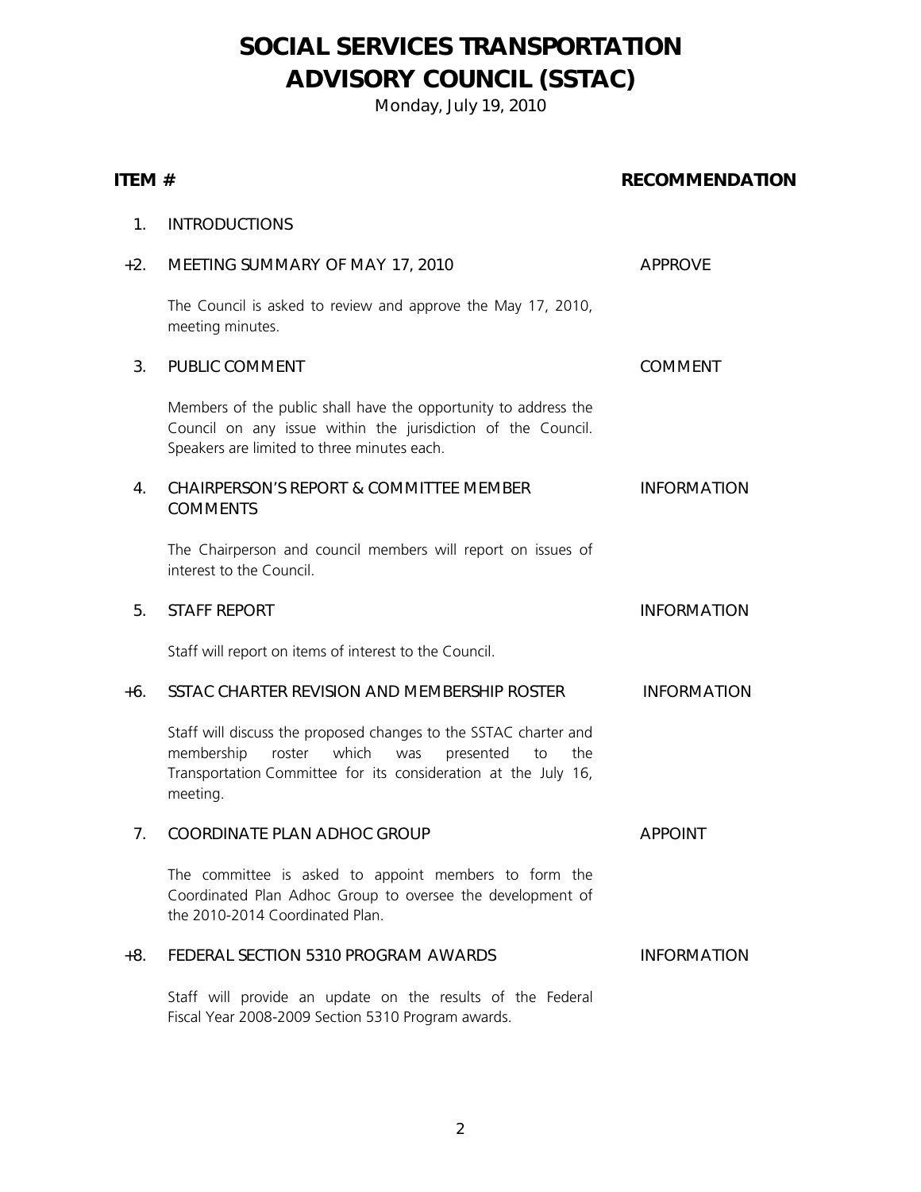# SOCIAL SERVICES TRANSPORTATION ADVISORY COUNCIL (SSTAC)

Monday, July 19, 2010

| ITEM # | | RECOMMENDATION |
|---|---|---|
| 1. | INTRODUCTIONS | |
| +2. | MEETING SUMMARY OF MAY 17, 2010<br><br>The Council is asked to review and approve the May 17, 2010, meeting minutes. | APPROVE |
| 3. | PUBLIC COMMENT<br><br>Members of the public shall have the opportunity to address the Council on any issue within the jurisdiction of the Council. Speakers are limited to three minutes each. | COMMENT |
| 4. | CHAIRPERSON'S REPORT & COMMITTEE MEMBER COMMENTS<br><br>The Chairperson and council members will report on issues of interest to the Council. | INFORMATION |
| 5. | STAFF REPORT<br><br>Staff will report on items of interest to the Council. | INFORMATION |
| +6. | SSTAC CHARTER REVISION AND MEMBERSHIP ROSTER<br><br>Staff will discuss the proposed changes to the SSTAC charter and membership roster which was presented to the Transportation Committee for its consideration at the July 16, meeting. | INFORMATION |
| 7. | COORDINATE PLAN ADHOC GROUP<br><br>The committee is asked to appoint members to form the Coordinated Plan Adhoc Group to oversee the development of the 2010-2014 Coordinated Plan. | APPOINT |
| +8. | FEDERAL SECTION 5310 PROGRAM AWARDS<br><br>Staff will provide an update on the results of the Federal Fiscal Year 2008-2009 Section 5310 Program awards. | INFORMATION |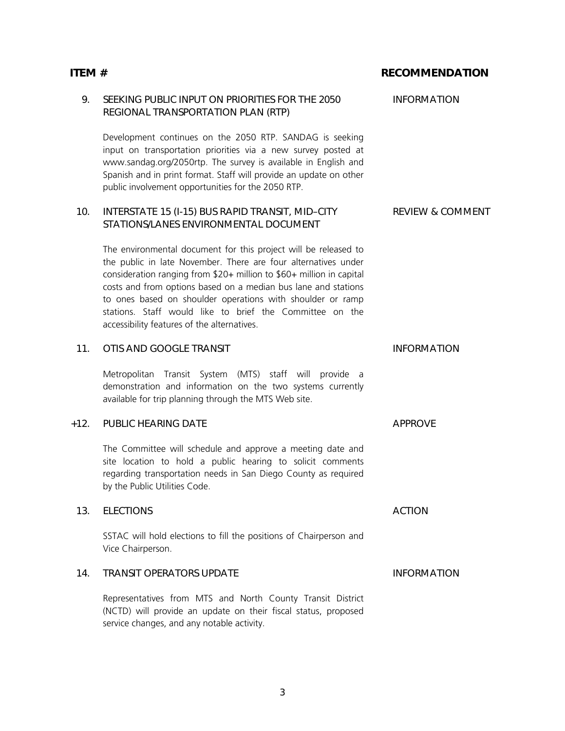| ITEM # | | RECOMMENDATION |
|---|---|---|
| 9. | SEEKING PUBLIC INPUT ON PRIORITIES FOR THE 2050 REGIONAL TRANSPORTATION PLAN (RTP) | INFORMATION |
| | Development continues on the 2050 RTP. SANDAG is seeking input on transportation priorities via a new survey posted at www.sandag.org/2050rtp. The survey is available in English and Spanish and in print format. Staff will provide an update on other public involvement opportunities for the 2050 RTP. | |
| 10. | INTERSTATE 15 (I-15) BUS RAPID TRANSIT, MID–CITY STATIONS/LANES ENVIRONMENTAL DOCUMENT | REVIEW & COMMENT |
| | The environmental document for this project will be released to the public in late November. There are four alternatives under consideration ranging from $20+ million to $60+ million in capital costs and from options based on a median bus lane and stations to ones based on shoulder operations with shoulder or ramp stations. Staff would like to brief the Committee on the accessibility features of the alternatives. | |
| 11. | OTIS AND GOOGLE TRANSIT | INFORMATION |
| | Metropolitan Transit System (MTS) staff will provide a demonstration and information on the two systems currently available for trip planning through the MTS Web site. | |
| +12. | PUBLIC HEARING DATE | APPROVE |
| | The Committee will schedule and approve a meeting date and site location to hold a public hearing to solicit comments regarding transportation needs in San Diego County as required by the Public Utilities Code. | |
| 13. | ELECTIONS | ACTION |
| | SSTAC will hold elections to fill the positions of Chairperson and Vice Chairperson. | |
| 14. | TRANSIT OPERATORS UPDATE | INFORMATION |
| | Representatives from MTS and North County Transit District (NCTD) will provide an update on their fiscal status, proposed service changes, and any notable activity. | |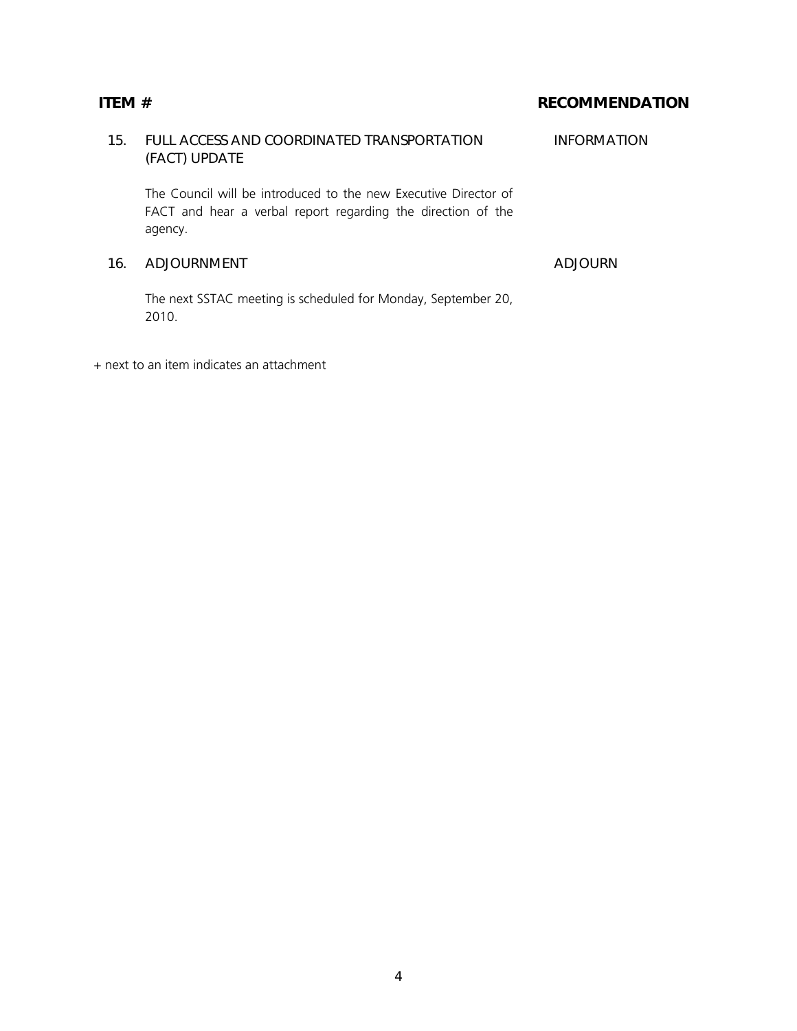| ITEM # | | RECOMMENDATION |
| --- | --- | --- |
| 15. | FULL ACCESS AND COORDINATED TRANSPORTATION (FACT) UPDATE<br><br>The Council will be introduced to the new Executive Director of FACT and hear a verbal report regarding the direction of the agency. | INFORMATION |
| 16. | ADJOURNMENT<br><br>The next SSTAC meeting is scheduled for Monday, September 20, 2010. | ADJOURN |

+ next to an item indicates an attachment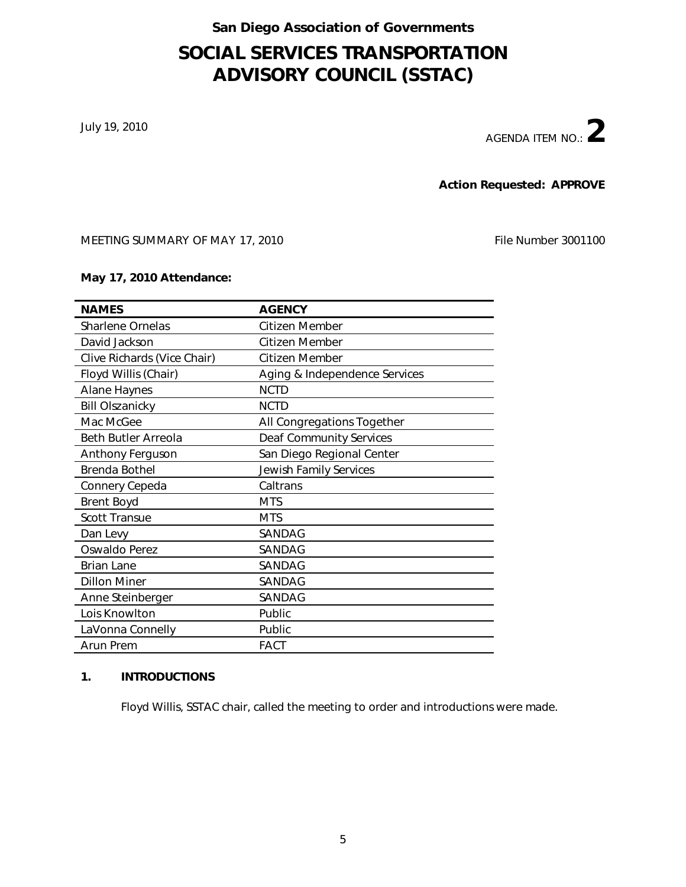**San Diego Association of Governments**

# SOCIAL SERVICES TRANSPORTATION ADVISORY COUNCIL (SSTAC)

July 19, 2010

AGENDA ITEM NO.: **2**

**Action Requested: APPROVE**

MEETING SUMMARY OF MAY 17, 2010

File Number 3001100

**May 17, 2010 Attendance:**

| NAMES | AGENCY |
|---|---|
| Sharlene Ornelas | Citizen Member |
| David Jackson | Citizen Member |
| Clive Richards (Vice Chair) | Citizen Member |
| Floyd Willis (Chair) | Aging & Independence Services |
| Alane Haynes | NCTD |
| Bill Olszanicky | NCTD |
| Mac McGee | All Congregations Together |
| Beth Butler Arreola | Deaf Community Services |
| Anthony Ferguson | San Diego Regional Center |
| Brenda Bothel | Jewish Family Services |
| Connery Cepeda | Caltrans |
| Brent Boyd | MTS |
| Scott Transue | MTS |
| Dan Levy | SANDAG |
| Oswaldo Perez | SANDAG |
| Brian Lane | SANDAG |
| Dillon Miner | SANDAG |
| Anne Steinberger | SANDAG |
| Lois Knowlton | Public |
| LaVonna Connelly | Public |
| Arun Prem | FACT |

## 1. INTRODUCTIONS

Floyd Willis, SSTAC chair, called the meeting to order and introductions were made.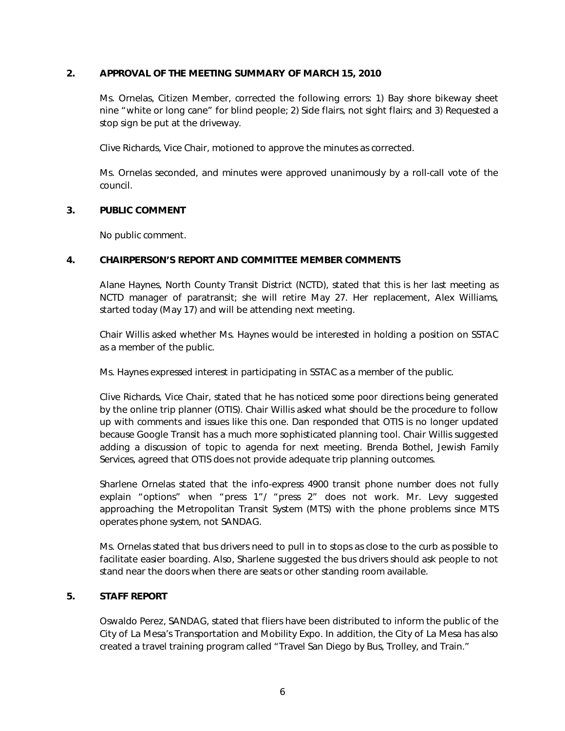## 2. APPROVAL OF THE MEETING SUMMARY OF MARCH 15, 2010

Ms. Ornelas, Citizen Member, corrected the following errors: 1) Bay shore bikeway sheet nine "white or long cane" for blind people; 2) Side flairs, not sight flairs; and 3) Requested a stop sign be put at the driveway.

Clive Richards, Vice Chair, motioned to approve the minutes as corrected.

Ms. Ornelas seconded, and minutes were approved unanimously by a roll-call vote of the council.

## 3. PUBLIC COMMENT

No public comment.

## 4. CHAIRPERSON'S REPORT AND COMMITTEE MEMBER COMMENTS

Alane Haynes, North County Transit District (NCTD), stated that this is her last meeting as NCTD manager of paratransit; she will retire May 27. Her replacement, Alex Williams, started today (May 17) and will be attending next meeting.

Chair Willis asked whether Ms. Haynes would be interested in holding a position on SSTAC as a member of the public.

Ms. Haynes expressed interest in participating in SSTAC as a member of the public.

Clive Richards, Vice Chair, stated that he has noticed some poor directions being generated by the online trip planner (OTIS). Chair Willis asked what should be the procedure to follow up with comments and issues like this one. Dan responded that OTIS is no longer updated because Google Transit has a much more sophisticated planning tool. Chair Willis suggested adding a discussion of topic to agenda for next meeting. Brenda Bothel, Jewish Family Services, agreed that OTIS does not provide adequate trip planning outcomes.

Sharlene Ornelas stated that the info-express 4900 transit phone number does not fully explain "options" when "press 1"/ "press 2" does not work. Mr. Levy suggested approaching the Metropolitan Transit System (MTS) with the phone problems since MTS operates phone system, not SANDAG.

Ms. Ornelas stated that bus drivers need to pull in to stops as close to the curb as possible to facilitate easier boarding. Also, Sharlene suggested the bus drivers should ask people to not stand near the doors when there are seats or other standing room available.

## 5. STAFF REPORT

Oswaldo Perez, SANDAG, stated that fliers have been distributed to inform the public of the City of La Mesa's Transportation and Mobility Expo. In addition, the City of La Mesa has also created a travel training program called "Travel San Diego by Bus, Trolley, and Train."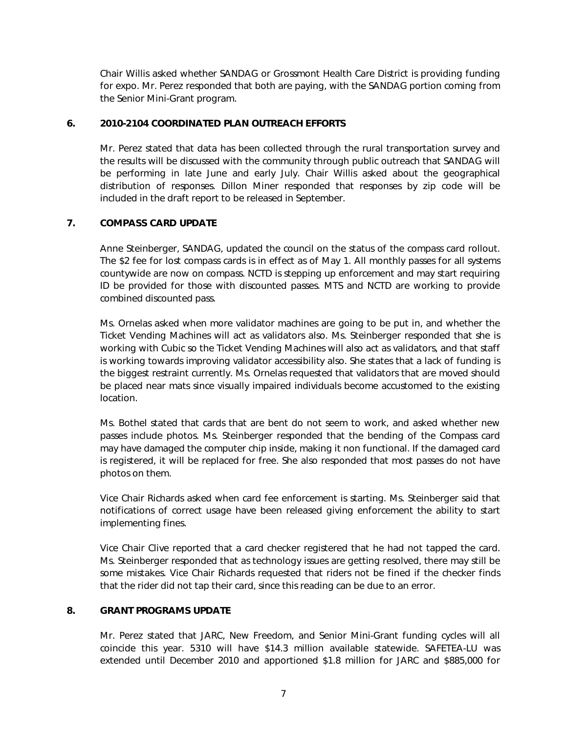Chair Willis asked whether SANDAG or Grossmont Health Care District is providing funding for expo. Mr. Perez responded that both are paying, with the SANDAG portion coming from the Senior Mini-Grant program.

**6. 2010-2104 COORDINATED PLAN OUTREACH EFFORTS**

Mr. Perez stated that data has been collected through the rural transportation survey and the results will be discussed with the community through public outreach that SANDAG will be performing in late June and early July. Chair Willis asked about the geographical distribution of responses. Dillon Miner responded that responses by zip code will be included in the draft report to be released in September.

**7. COMPASS CARD UPDATE**

Anne Steinberger, SANDAG, updated the council on the status of the compass card rollout. The $2 fee for lost compass cards is in effect as of May 1. All monthly passes for all systems countywide are now on compass. NCTD is stepping up enforcement and may start requiring ID be provided for those with discounted passes. MTS and NCTD are working to provide combined discounted pass.

Ms. Ornelas asked when more validator machines are going to be put in, and whether the Ticket Vending Machines will act as validators also. Ms. Steinberger responded that she is working with Cubic so the Ticket Vending Machines will also act as validators, and that staff is working towards improving validator accessibility also. She states that a lack of funding is the biggest restraint currently. Ms. Ornelas requested that validators that are moved should be placed near mats since visually impaired individuals become accustomed to the existing location.

Ms. Bothel stated that cards that are bent do not seem to work, and asked whether new passes include photos. Ms. Steinberger responded that the bending of the Compass card may have damaged the computer chip inside, making it non functional. If the damaged card is registered, it will be replaced for free. She also responded that most passes do not have photos on them.

Vice Chair Richards asked when card fee enforcement is starting. Ms. Steinberger said that notifications of correct usage have been released giving enforcement the ability to start implementing fines.

Vice Chair Clive reported that a card checker registered that he had not tapped the card. Ms. Steinberger responded that as technology issues are getting resolved, there may still be some mistakes. Vice Chair Richards requested that riders not be fined if the checker finds that the rider did not tap their card, since this reading can be due to an error.

**8. GRANT PROGRAMS UPDATE**

Mr. Perez stated that JARC, New Freedom, and Senior Mini-Grant funding cycles will all coincide this year. 5310 will have $14.3 million available statewide. SAFETEA-LU was extended until December 2010 and apportioned $1.8 million for JARC and $885,000 for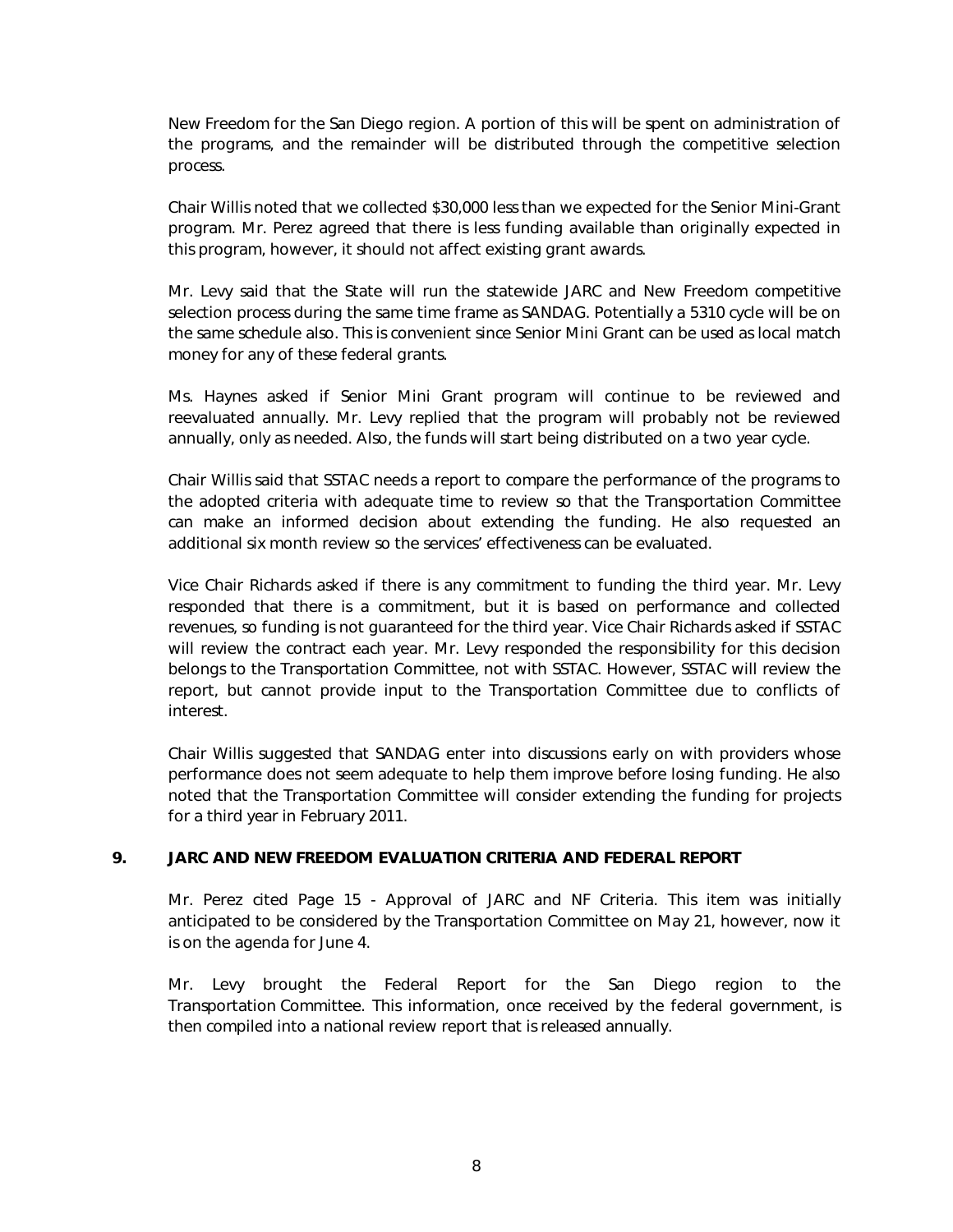New Freedom for the San Diego region. A portion of this will be spent on administration of the programs, and the remainder will be distributed through the competitive selection process.

Chair Willis noted that we collected $30,000 less than we expected for the Senior Mini-Grant program. Mr. Perez agreed that there is less funding available than originally expected in this program, however, it should not affect existing grant awards.

Mr. Levy said that the State will run the statewide JARC and New Freedom competitive selection process during the same time frame as SANDAG. Potentially a 5310 cycle will be on the same schedule also. This is convenient since Senior Mini Grant can be used as local match money for any of these federal grants.

Ms. Haynes asked if Senior Mini Grant program will continue to be reviewed and reevaluated annually. Mr. Levy replied that the program will probably not be reviewed annually, only as needed. Also, the funds will start being distributed on a two year cycle.

Chair Willis said that SSTAC needs a report to compare the performance of the programs to the adopted criteria with adequate time to review so that the Transportation Committee can make an informed decision about extending the funding. He also requested an additional six month review so the services' effectiveness can be evaluated.

Vice Chair Richards asked if there is any commitment to funding the third year. Mr. Levy responded that there is a commitment, but it is based on performance and collected revenues, so funding is not guaranteed for the third year. Vice Chair Richards asked if SSTAC will review the contract each year. Mr. Levy responded the responsibility for this decision belongs to the Transportation Committee, not with SSTAC. However, SSTAC will review the report, but cannot provide input to the Transportation Committee due to conflicts of interest.

Chair Willis suggested that SANDAG enter into discussions early on with providers whose performance does not seem adequate to help them improve before losing funding. He also noted that the Transportation Committee will consider extending the funding for projects for a third year in February 2011.

**9. JARC AND NEW FREEDOM EVALUATION CRITERIA AND FEDERAL REPORT**

Mr. Perez cited Page 15 - Approval of JARC and NF Criteria. This item was initially anticipated to be considered by the Transportation Committee on May 21, however, now it is on the agenda for June 4.

Mr. Levy brought the Federal Report for the San Diego region to the Transportation Committee. This information, once received by the federal government, is then compiled into a national review report that is released annually.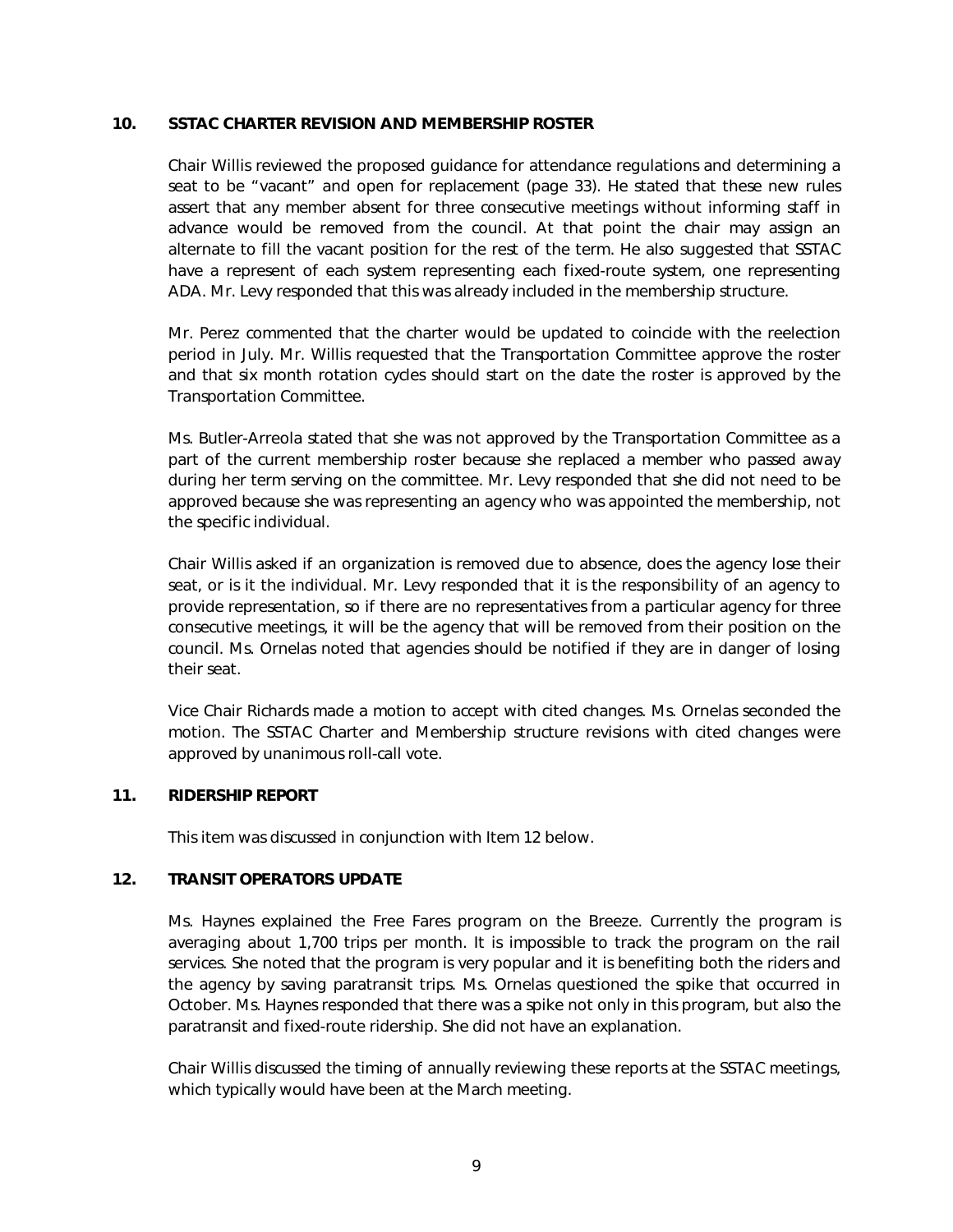## 10. SSTAC CHARTER REVISION AND MEMBERSHIP ROSTER

Chair Willis reviewed the proposed guidance for attendance regulations and determining a seat to be "vacant" and open for replacement (page 33). He stated that these new rules assert that any member absent for three consecutive meetings without informing staff in advance would be removed from the council. At that point the chair may assign an alternate to fill the vacant position for the rest of the term. He also suggested that SSTAC have a represent of each system representing each fixed-route system, one representing ADA. Mr. Levy responded that this was already included in the membership structure.

Mr. Perez commented that the charter would be updated to coincide with the reelection period in July. Mr. Willis requested that the Transportation Committee approve the roster and that six month rotation cycles should start on the date the roster is approved by the Transportation Committee.

Ms. Butler-Arreola stated that she was not approved by the Transportation Committee as a part of the current membership roster because she replaced a member who passed away during her term serving on the committee. Mr. Levy responded that she did not need to be approved because she was representing an agency who was appointed the membership, not the specific individual.

Chair Willis asked if an organization is removed due to absence, does the agency lose their seat, or is it the individual. Mr. Levy responded that it is the responsibility of an agency to provide representation, so if there are no representatives from a particular agency for three consecutive meetings, it will be the agency that will be removed from their position on the council. Ms. Ornelas noted that agencies should be notified if they are in danger of losing their seat.

Vice Chair Richards made a motion to accept with cited changes. Ms. Ornelas seconded the motion. The SSTAC Charter and Membership structure revisions with cited changes were approved by unanimous roll-call vote.

## 11. RIDERSHIP REPORT

This item was discussed in conjunction with Item 12 below.

## 12. TRANSIT OPERATORS UPDATE

Ms. Haynes explained the Free Fares program on the Breeze. Currently the program is averaging about 1,700 trips per month. It is impossible to track the program on the rail services. She noted that the program is very popular and it is benefiting both the riders and the agency by saving paratransit trips. Ms. Ornelas questioned the spike that occurred in October. Ms. Haynes responded that there was a spike not only in this program, but also the paratransit and fixed-route ridership. She did not have an explanation.

Chair Willis discussed the timing of annually reviewing these reports at the SSTAC meetings, which typically would have been at the March meeting.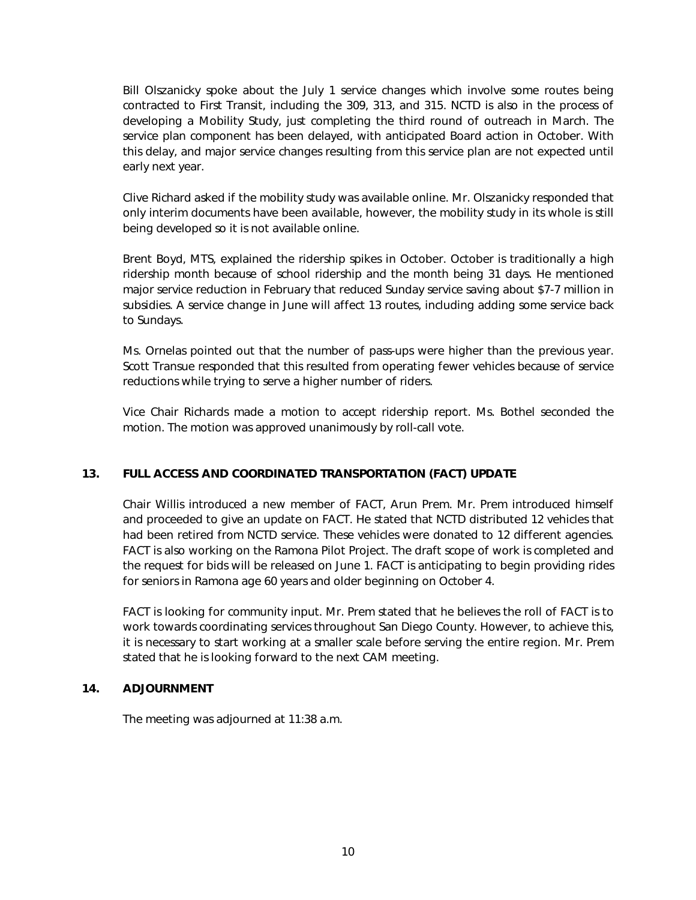Bill Olszanicky spoke about the July 1 service changes which involve some routes being contracted to First Transit, including the 309, 313, and 315. NCTD is also in the process of developing a Mobility Study, just completing the third round of outreach in March. The service plan component has been delayed, with anticipated Board action in October. With this delay, and major service changes resulting from this service plan are not expected until early next year.

Clive Richard asked if the mobility study was available online. Mr. Olszanicky responded that only interim documents have been available, however, the mobility study in its whole is still being developed so it is not available online.

Brent Boyd, MTS, explained the ridership spikes in October. October is traditionally a high ridership month because of school ridership and the month being 31 days. He mentioned major service reduction in February that reduced Sunday service saving about $7-7 million in subsidies. A service change in June will affect 13 routes, including adding some service back to Sundays.

Ms. Ornelas pointed out that the number of pass-ups were higher than the previous year. Scott Transue responded that this resulted from operating fewer vehicles because of service reductions while trying to serve a higher number of riders.

Vice Chair Richards made a motion to accept ridership report. Ms. Bothel seconded the motion. The motion was approved unanimously by roll-call vote.

## 13. FULL ACCESS AND COORDINATED TRANSPORTATION (FACT) UPDATE

Chair Willis introduced a new member of FACT, Arun Prem. Mr. Prem introduced himself and proceeded to give an update on FACT. He stated that NCTD distributed 12 vehicles that had been retired from NCTD service. These vehicles were donated to 12 different agencies. FACT is also working on the Ramona Pilot Project. The draft scope of work is completed and the request for bids will be released on June 1. FACT is anticipating to begin providing rides for seniors in Ramona age 60 years and older beginning on October 4.

FACT is looking for community input. Mr. Prem stated that he believes the roll of FACT is to work towards coordinating services throughout San Diego County. However, to achieve this, it is necessary to start working at a smaller scale before serving the entire region. Mr. Prem stated that he is looking forward to the next CAM meeting.

## 14. ADJOURNMENT

The meeting was adjourned at 11:38 a.m.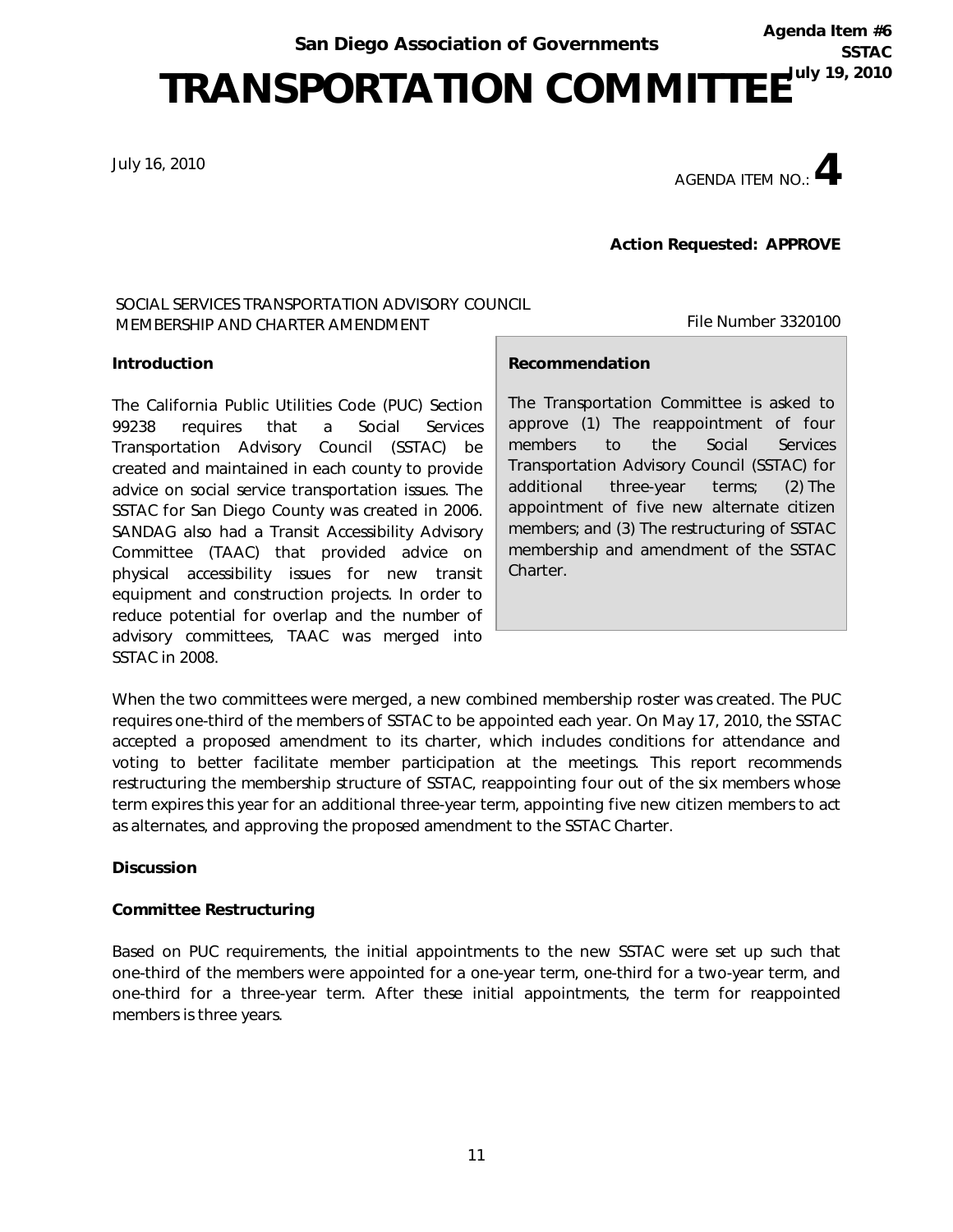San Diego Association of Governments

Agenda Item #6
SSTAC
July 19, 2010

# TRANSPORTATION COMMITTEE

July 16, 2010

AGENDA ITEM NO.: **4**

**Action Requested: APPROVE**

SOCIAL SERVICES TRANSPORTATION ADVISORY COUNCIL MEMBERSHIP AND CHARTER AMENDMENT

File Number 3320100

**Recommendation**

The Transportation Committee is asked to approve (1) The reappointment of four members to the Social Services Transportation Advisory Council (SSTAC) for additional three-year terms; (2) The appointment of five new alternate citizen members; and (3) The restructuring of SSTAC membership and amendment of the SSTAC Charter.

**Introduction**

The California Public Utilities Code (PUC) Section 99238 requires that a Social Services Transportation Advisory Council (SSTAC) be created and maintained in each county to provide advice on social service transportation issues. The SSTAC for San Diego County was created in 2006. SANDAG also had a Transit Accessibility Advisory Committee (TAAC) that provided advice on physical accessibility issues for new transit equipment and construction projects. In order to reduce potential for overlap and the number of advisory committees, TAAC was merged into SSTAC in 2008.

When the two committees were merged, a new combined membership roster was created. The PUC requires one-third of the members of SSTAC to be appointed each year. On May 17, 2010, the SSTAC accepted a proposed amendment to its charter, which includes conditions for attendance and voting to better facilitate member participation at the meetings. This report recommends restructuring the membership structure of SSTAC, reappointing four out of the six members whose term expires this year for an additional three-year term, appointing five new citizen members to act as alternates, and approving the proposed amendment to the SSTAC Charter.

**Discussion**

**Committee Restructuring**

Based on PUC requirements, the initial appointments to the new SSTAC were set up such that one-third of the members were appointed for a one-year term, one-third for a two-year term, and one-third for a three-year term. After these initial appointments, the term for reappointed members is three years.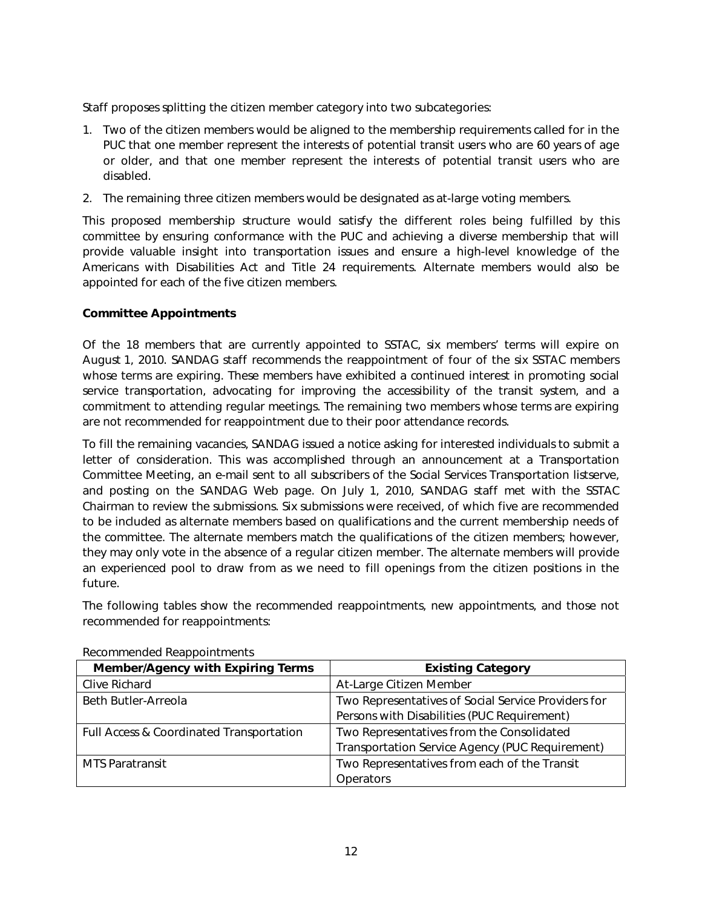Staff proposes splitting the citizen member category into two subcategories:

1. Two of the citizen members would be aligned to the membership requirements called for in the PUC that one member represent the interests of potential transit users who are 60 years of age or older, and that one member represent the interests of potential transit users who are disabled.
2. The remaining three citizen members would be designated as at-large voting members.

This proposed membership structure would satisfy the different roles being fulfilled by this committee by ensuring conformance with the PUC and achieving a diverse membership that will provide valuable insight into transportation issues and ensure a high-level knowledge of the Americans with Disabilities Act and Title 24 requirements. Alternate members would also be appointed for each of the five citizen members.

**Committee Appointments**

Of the 18 members that are currently appointed to SSTAC, six members' terms will expire on August 1, 2010. SANDAG staff recommends the reappointment of four of the six SSTAC members whose terms are expiring. These members have exhibited a continued interest in promoting social service transportation, advocating for improving the accessibility of the transit system, and a commitment to attending regular meetings. The remaining two members whose terms are expiring are not recommended for reappointment due to their poor attendance records.

To fill the remaining vacancies, SANDAG issued a notice asking for interested individuals to submit a letter of consideration. This was accomplished through an announcement at a Transportation Committee Meeting, an e-mail sent to all subscribers of the Social Services Transportation listserve, and posting on the SANDAG Web page. On July 1, 2010, SANDAG staff met with the SSTAC Chairman to review the submissions. Six submissions were received, of which five are recommended to be included as alternate members based on qualifications and the current membership needs of the committee. The alternate members match the qualifications of the citizen members; however, they may only vote in the absence of a regular citizen member. The alternate members will provide an experienced pool to draw from as we need to fill openings from the citizen positions in the future.

The following tables show the recommended reappointments, new appointments, and those not recommended for reappointments:

Recommended Reappointments

| Member/Agency with Expiring Terms | Existing Category |
|---|---|
| Clive Richard | At-Large Citizen Member |
| Beth Butler-Arreola | Two Representatives of Social Service Providers for Persons with Disabilities (PUC Requirement) |
| Full Access & Coordinated Transportation | Two Representatives from the Consolidated Transportation Service Agency (PUC Requirement) |
| MTS Paratransit | Two Representatives from each of the Transit Operators |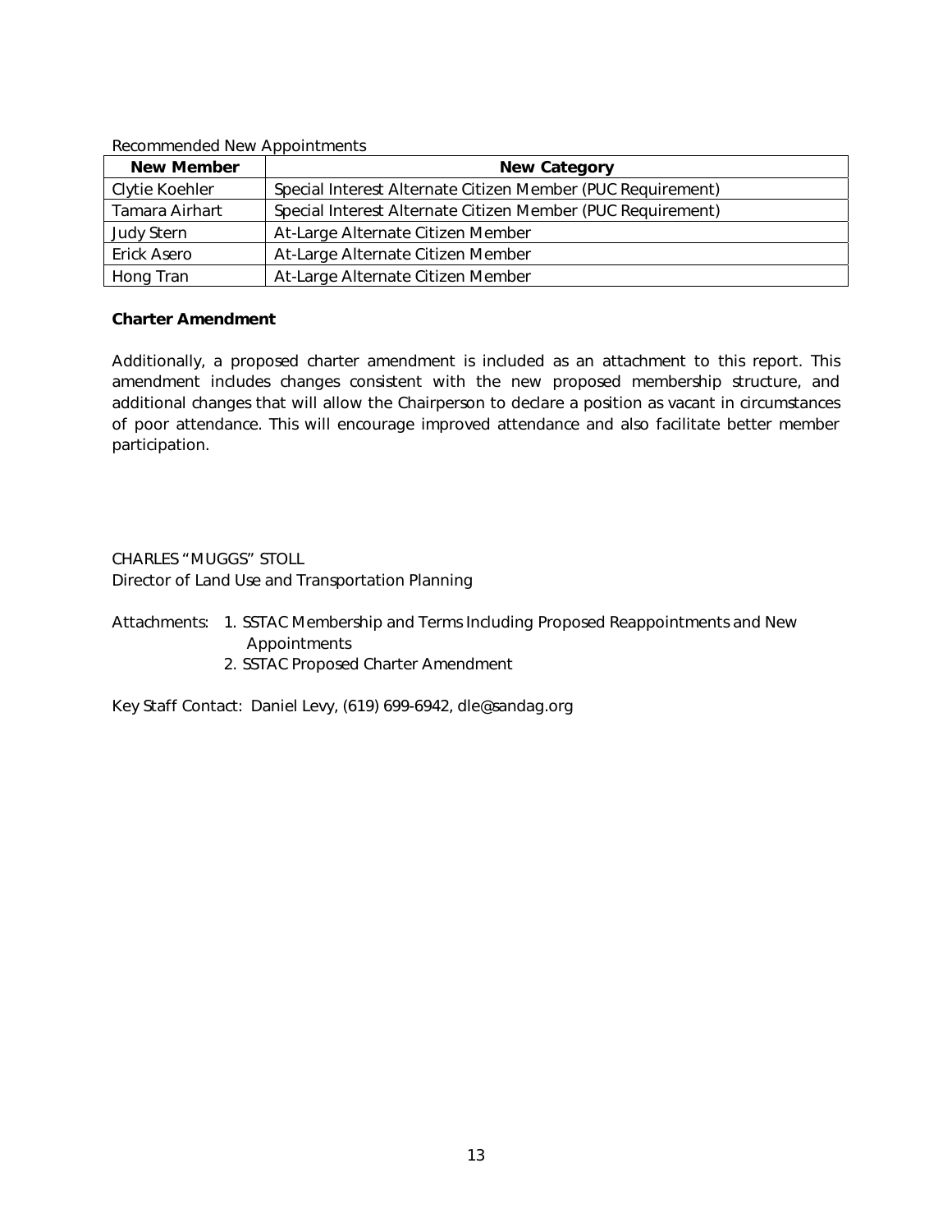Recommended New Appointments

| New Member | New Category |
|---|---|
| Clytie Koehler | Special Interest Alternate Citizen Member (PUC Requirement) |
| Tamara Airhart | Special Interest Alternate Citizen Member (PUC Requirement) |
| Judy Stern | At-Large Alternate Citizen Member |
| Erick Asero | At-Large Alternate Citizen Member |
| Hong Tran | At-Large Alternate Citizen Member |

**Charter Amendment**

Additionally, a proposed charter amendment is included as an attachment to this report. This amendment includes changes consistent with the new proposed membership structure, and additional changes that will allow the Chairperson to declare a position as vacant in circumstances of poor attendance. This will encourage improved attendance and also facilitate better member participation.

CHARLES "MUGGS" STOLL
Director of Land Use and Transportation Planning

Attachments: 1. SSTAC Membership and Terms Including Proposed Reappointments and New Appointments
2. SSTAC Proposed Charter Amendment

Key Staff Contact: Daniel Levy, (619) 699-6942, dle@sandag.org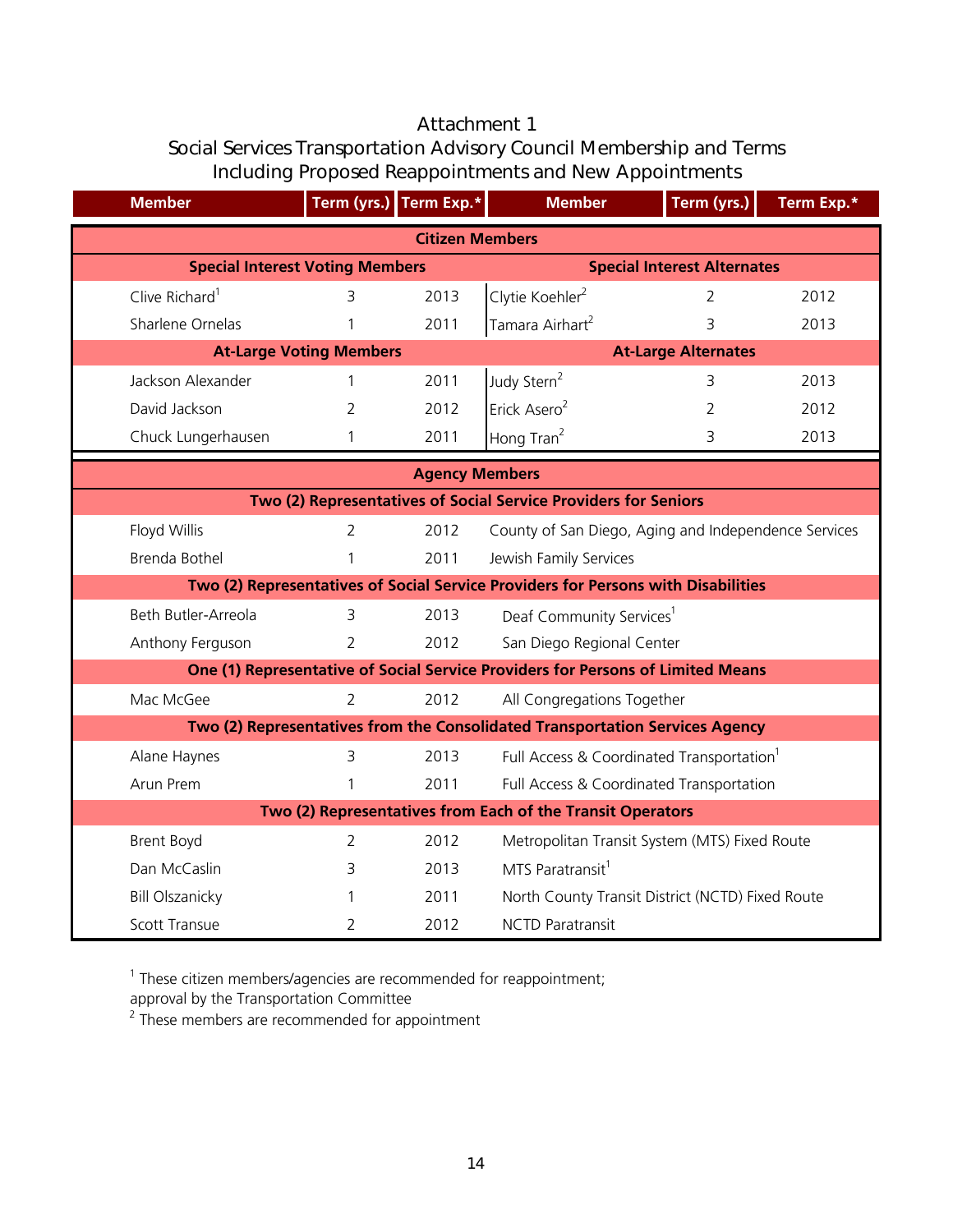Attachment 1

Social Services Transportation Advisory Council Membership and Terms

Including Proposed Reappointments and New Appointments

| Member | Term (yrs.) | Term Exp.* | Member | Term (yrs.) | Term Exp.* |
|---|---|---|---|---|---|
| **Citizen Members** | | | | | |
| **Special Interest Voting Members** | | | **Special Interest Alternates** | | |
| Clive Richard[1] | 3 | 2013 | Clytie Koehler[2] | 2 | 2012 |
| Sharlene Ornelas | 1 | 2011 | Tamara Airhart[2] | 3 | 2013 |
| **At-Large Voting Members** | | | **At-Large Alternates** | | |
| Jackson Alexander | 1 | 2011 | Judy Stern[2] | 3 | 2013 |
| David Jackson | 2 | 2012 | Erick Asero[2] | 2 | 2012 |
| Chuck Lungerhausen | 1 | 2011 | Hong Tran[2] | 3 | 2013 |
| **Agency Members** | | | | | |
| **Two (2) Representatives of Social Service Providers for Seniors** | | | | | |
| Floyd Willis | 2 | 2012 | County of San Diego, Aging and Independence Services | | |
| Brenda Bothel | 1 | 2011 | Jewish Family Services | | |
| **Two (2) Representatives of Social Service Providers for Persons with Disabilities** | | | | | |
| Beth Butler-Arreola | 3 | 2013 | Deaf Community Services[1] | | |
| Anthony Ferguson | 2 | 2012 | San Diego Regional Center | | |
| **One (1) Representative of Social Service Providers for Persons of Limited Means** | | | | | |
| Mac McGee | 2 | 2012 | All Congregations Together | | |
| **Two (2) Representatives from the Consolidated Transportation Services Agency** | | | | | |
| Alane Haynes | 3 | 2013 | Full Access & Coordinated Transportation[1] | | |
| Arun Prem | 1 | 2011 | Full Access & Coordinated Transportation | | |
| **Two (2) Representatives from Each of the Transit Operators** | | | | | |
| Brent Boyd | 2 | 2012 | Metropolitan Transit System (MTS) Fixed Route | | |
| Dan McCaslin | 3 | 2013 | MTS Paratransit[1] | | |
| Bill Olszanicky | 1 | 2011 | North County Transit District (NCTD) Fixed Route | | |
| Scott Transue | 2 | 2012 | NCTD Paratransit | | |

[1] These citizen members/agencies are recommended for reappointment; approval by the Transportation Committee

[2] These members are recommended for appointment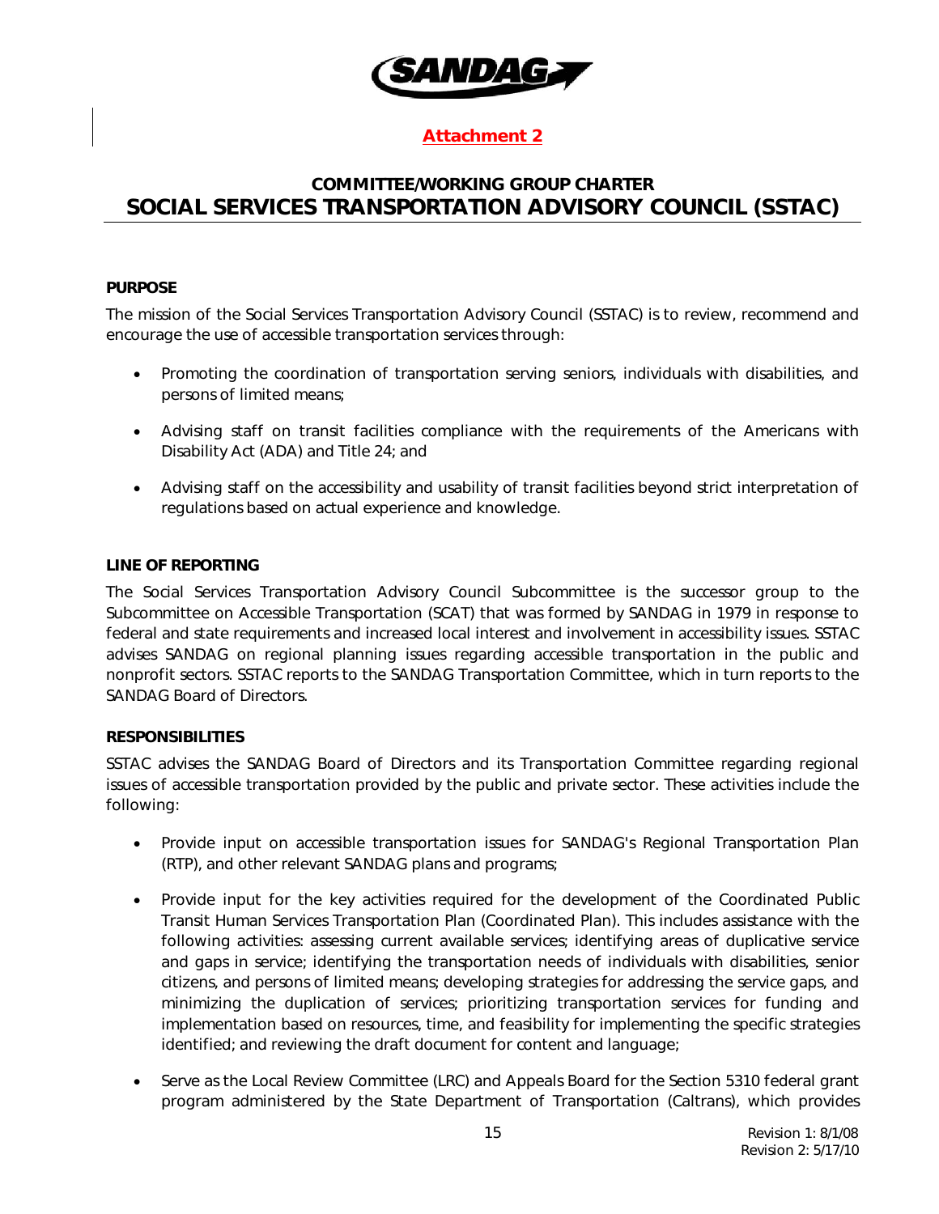**Attachment 2**

## COMMITTEE/WORKING GROUP CHARTER
# SOCIAL SERVICES TRANSPORTATION ADVISORY COUNCIL (SSTAC)

**PURPOSE**

The mission of the Social Services Transportation Advisory Council (SSTAC) is to review, recommend and encourage the use of accessible transportation services through:

- Promoting the coordination of transportation serving seniors, individuals with disabilities, and persons of limited means;
- Advising staff on transit facilities compliance with the requirements of the Americans with Disability Act (ADA) and Title 24; and
- Advising staff on the accessibility and usability of transit facilities beyond strict interpretation of regulations based on actual experience and knowledge.

**LINE OF REPORTING**

The Social Services Transportation Advisory Council Subcommittee is the successor group to the Subcommittee on Accessible Transportation (SCAT) that was formed by SANDAG in 1979 in response to federal and state requirements and increased local interest and involvement in accessibility issues. SSTAC advises SANDAG on regional planning issues regarding accessible transportation in the public and nonprofit sectors. SSTAC reports to the SANDAG Transportation Committee, which in turn reports to the SANDAG Board of Directors.

**RESPONSIBILITIES**

SSTAC advises the SANDAG Board of Directors and its Transportation Committee regarding regional issues of accessible transportation provided by the public and private sector. These activities include the following:

- Provide input on accessible transportation issues for SANDAG's Regional Transportation Plan (RTP), and other relevant SANDAG plans and programs;
- Provide input for the key activities required for the development of the Coordinated Public Transit Human Services Transportation Plan (Coordinated Plan). This includes assistance with the following activities: assessing current available services; identifying areas of duplicative service and gaps in service; identifying the transportation needs of individuals with disabilities, senior citizens, and persons of limited means; developing strategies for addressing the service gaps, and minimizing the duplication of services; prioritizing transportation services for funding and implementation based on resources, time, and feasibility for implementing the specific strategies identified; and reviewing the draft document for content and language;
- Serve as the Local Review Committee (LRC) and Appeals Board for the Section 5310 federal grant program administered by the State Department of Transportation (Caltrans), which provides

Revision 1: 8/1/08
Revision 2: 5/17/10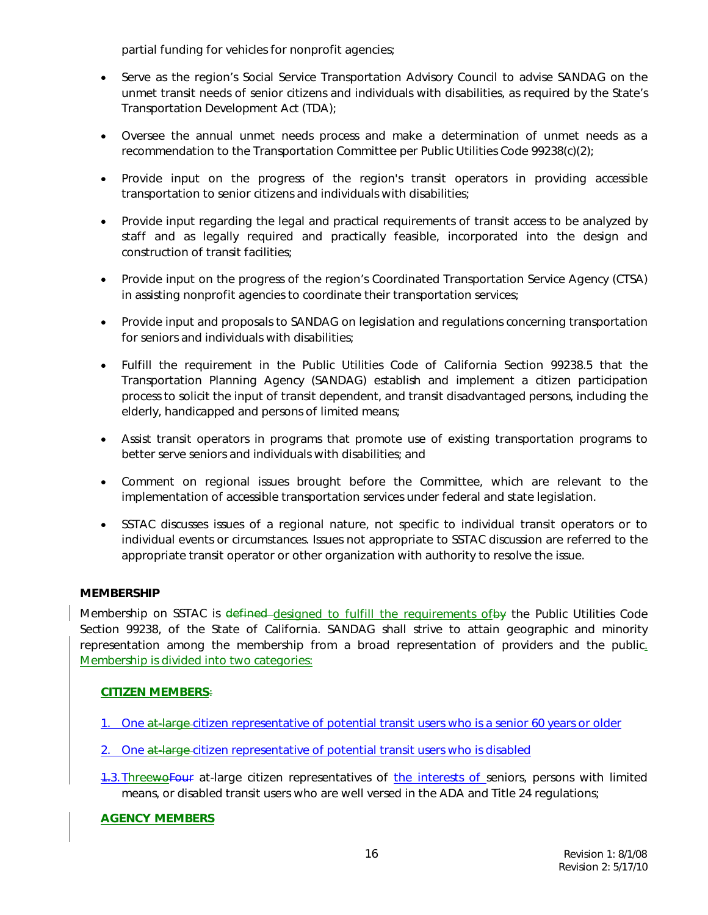partial funding for vehicles for nonprofit agencies;

- Serve as the region's Social Service Transportation Advisory Council to advise SANDAG on the unmet transit needs of senior citizens and individuals with disabilities, as required by the State's Transportation Development Act (TDA);
- Oversee the annual unmet needs process and make a determination of unmet needs as a recommendation to the Transportation Committee per Public Utilities Code 99238(c)(2);
- Provide input on the progress of the region's transit operators in providing accessible transportation to senior citizens and individuals with disabilities;
- Provide input regarding the legal and practical requirements of transit access to be analyzed by staff and as legally required and practically feasible, incorporated into the design and construction of transit facilities;
- Provide input on the progress of the region's Coordinated Transportation Service Agency (CTSA) in assisting nonprofit agencies to coordinate their transportation services;
- Provide input and proposals to SANDAG on legislation and regulations concerning transportation for seniors and individuals with disabilities;
- Fulfill the requirement in the Public Utilities Code of California Section 99238.5 that the Transportation Planning Agency (SANDAG) establish and implement a citizen participation process to solicit the input of transit dependent, and transit disadvantaged persons, including the elderly, handicapped and persons of limited means;
- Assist transit operators in programs that promote use of existing transportation programs to better serve seniors and individuals with disabilities; and
- Comment on regional issues brought before the Committee, which are relevant to the implementation of accessible transportation services under federal and state legislation.
- SSTAC discusses issues of a regional nature, not specific to individual transit operators or to individual events or circumstances. Issues not appropriate to SSTAC discussion are referred to the appropriate transit operator or other organization with authority to resolve the issue.

**MEMBERSHIP**

Membership on SSTAC is ~~defined~~ designed to fulfill the requirements of~~by~~ the Public Utilities Code Section 99238, of the State of California. SANDAG shall strive to attain geographic and minority representation among the membership from a broad representation of providers and the public. Membership is divided into two categories:

**CITIZEN MEMBERS**~~:~~

1. One ~~at-large~~ citizen representative of potential transit users who is a senior 60 years or older
2. One ~~at-large~~ citizen representative of potential transit users who is disabled
3. Three~~two~~~~Four~~ at-large citizen representatives of the interests of seniors, persons with limited means, or disabled transit users who are well versed in the ADA and Title 24 regulations;

**AGENCY MEMBERS**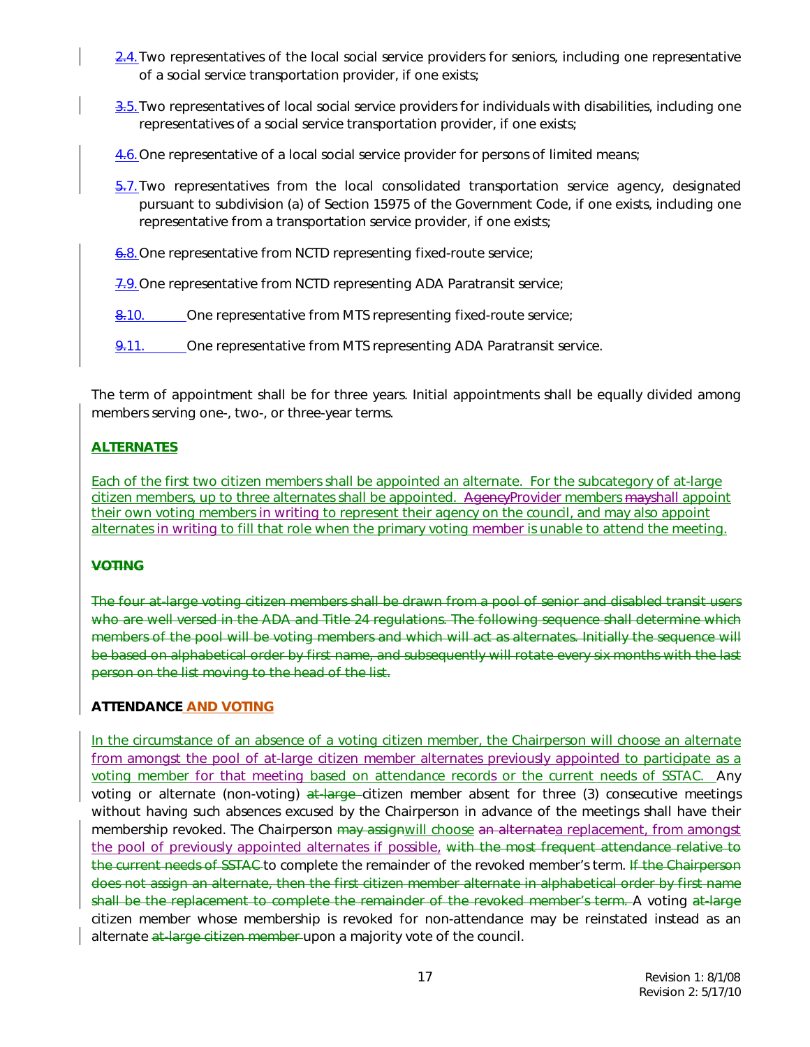~~2.~~4. Two representatives of the local social service providers for seniors, including one representative of a social service transportation provider, if one exists;

~~3.~~5. Two representatives of local social service providers for individuals with disabilities, including one representatives of a social service transportation provider, if one exists;

~~4.~~6. One representative of a local social service provider for persons of limited means;

~~5.~~7. Two representatives from the local consolidated transportation service agency, designated pursuant to subdivision (a) of Section 15975 of the Government Code, if one exists, including one representative from a transportation service provider, if one exists;

~~6.~~8. One representative from NCTD representing fixed-route service;

~~7.~~9. One representative from NCTD representing ADA Paratransit service;

~~8.~~10. One representative from MTS representing fixed-route service;

~~9.~~11. One representative from MTS representing ADA Paratransit service.

The term of appointment shall be for three years. Initial appointments shall be equally divided among members serving one-, two-, or three-year terms.

**ALTERNATES**

Each of the first two citizen members shall be appointed an alternate. For the subcategory of at-large citizen members, up to three alternates shall be appointed. ~~Agency~~Provider members ~~may~~shall appoint their own voting members in writing to represent their agency on the council, and may also appoint alternates in writing to fill that role when the primary voting member is unable to attend the meeting.

~~**VOTING**~~

~~The four at-large voting citizen members shall be drawn from a pool of senior and disabled transit users who are well versed in the ADA and Title 24 regulations. The following sequence shall determine which members of the pool will be voting members and which will act as alternates. Initially the sequence will be based on alphabetical order by first name, and subsequently will rotate every six months with the last person on the list moving to the head of the list.~~

**ATTENDANCE AND VOTING**

In the circumstance of an absence of a voting citizen member, the Chairperson will choose an alternate from amongst the pool of at-large citizen member alternates previously appointed to participate as a voting member for that meeting based on attendance records or the current needs of SSTAC. Any voting or alternate (non-voting) ~~at-large~~ citizen member absent for three (3) consecutive meetings without having such absences excused by the Chairperson in advance of the meetings shall have their membership revoked. The Chairperson ~~may assign~~will choose ~~an alternate~~a replacement, from amongst the pool of previously appointed alternates if possible, ~~with the most frequent attendance relative to the current needs of SSTAC~~ to complete the remainder of the revoked member's term. ~~If the Chairperson does not assign an alternate, then the first citizen member alternate in alphabetical order by first name shall be the replacement to complete the remainder of the revoked member's term.~~ A voting ~~at-large~~ citizen member whose membership is revoked for non-attendance may be reinstated instead as an alternate ~~at-large citizen member~~ upon a majority vote of the council.

Revision 1: 8/1/08
Revision 2: 5/17/10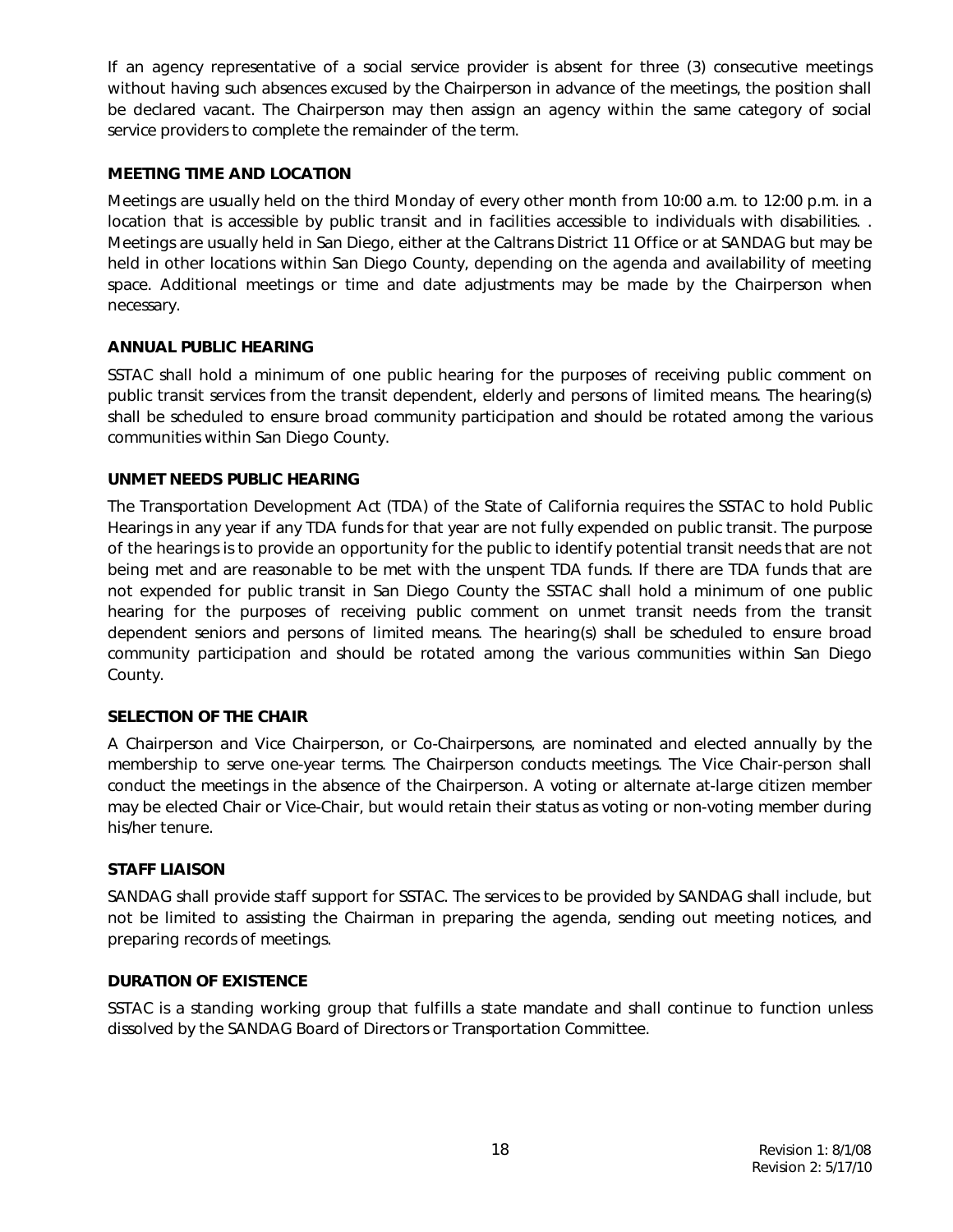If an agency representative of a social service provider is absent for three (3) consecutive meetings without having such absences excused by the Chairperson in advance of the meetings, the position shall be declared vacant. The Chairperson may then assign an agency within the same category of social service providers to complete the remainder of the term.

**MEETING TIME AND LOCATION**

Meetings are usually held on the third Monday of every other month from 10:00 a.m. to 12:00 p.m. in a location that is accessible by public transit and in facilities accessible to individuals with disabilities. . Meetings are usually held in San Diego, either at the Caltrans District 11 Office or at SANDAG but may be held in other locations within San Diego County, depending on the agenda and availability of meeting space. Additional meetings or time and date adjustments may be made by the Chairperson when necessary.

**ANNUAL PUBLIC HEARING**

SSTAC shall hold a minimum of one public hearing for the purposes of receiving public comment on public transit services from the transit dependent, elderly and persons of limited means. The hearing(s) shall be scheduled to ensure broad community participation and should be rotated among the various communities within San Diego County.

**UNMET NEEDS PUBLIC HEARING**

The Transportation Development Act (TDA) of the State of California requires the SSTAC to hold Public Hearings in any year if any TDA funds for that year are not fully expended on public transit. The purpose of the hearings is to provide an opportunity for the public to identify potential transit needs that are not being met and are reasonable to be met with the unspent TDA funds. If there are TDA funds that are not expended for public transit in San Diego County the SSTAC shall hold a minimum of one public hearing for the purposes of receiving public comment on unmet transit needs from the transit dependent seniors and persons of limited means. The hearing(s) shall be scheduled to ensure broad community participation and should be rotated among the various communities within San Diego County.

**SELECTION OF THE CHAIR**

A Chairperson and Vice Chairperson, or Co-Chairpersons, are nominated and elected annually by the membership to serve one-year terms. The Chairperson conducts meetings. The Vice Chair-person shall conduct the meetings in the absence of the Chairperson. A voting or alternate at-large citizen member may be elected Chair or Vice-Chair, but would retain their status as voting or non-voting member during his/her tenure.

**STAFF LIAISON**

SANDAG shall provide staff support for SSTAC. The services to be provided by SANDAG shall include, but not be limited to assisting the Chairman in preparing the agenda, sending out meeting notices, and preparing records of meetings.

**DURATION OF EXISTENCE**

SSTAC is a standing working group that fulfills a state mandate and shall continue to function unless dissolved by the SANDAG Board of Directors or Transportation Committee.

Revision 1: 8/1/08
Revision 2: 5/17/10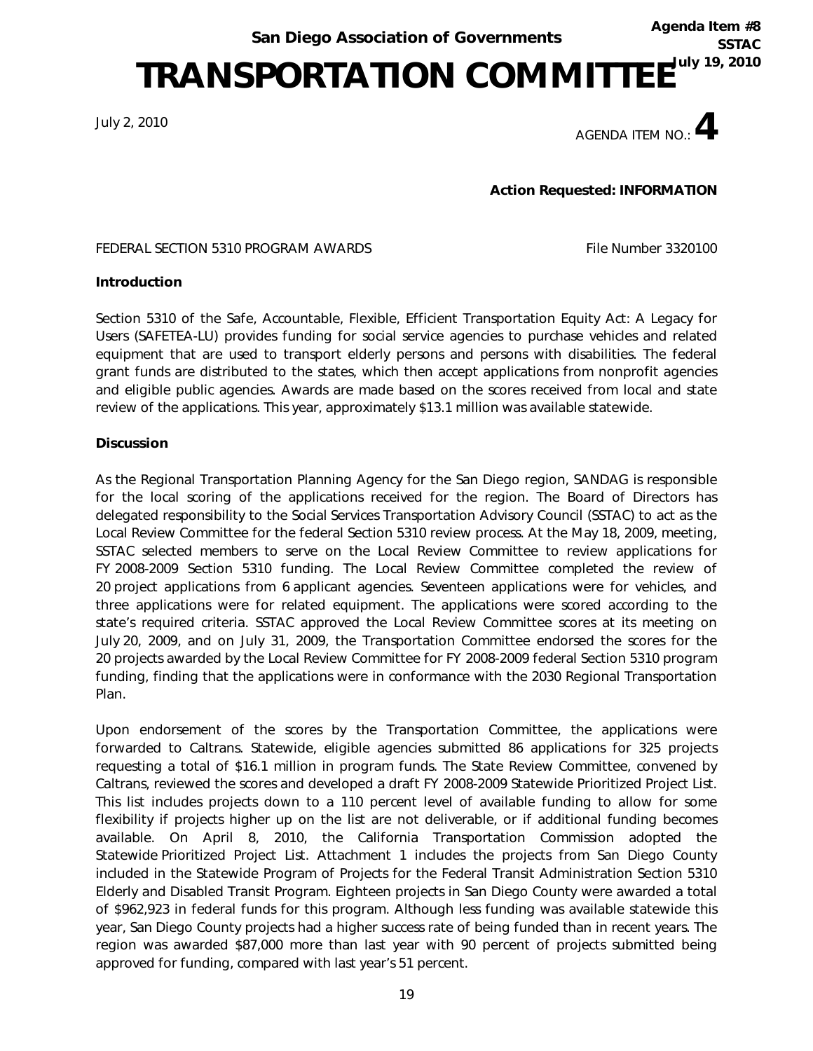San Diego Association of Governments

Agenda Item #8
SSTAC
July 19, 2010

# TRANSPORTATION COMMITTEE

July 2, 2010

AGENDA ITEM NO.: **4**

**Action Requested: INFORMATION**

FEDERAL SECTION 5310 PROGRAM AWARDS File Number 3320100

**Introduction**

Section 5310 of the Safe, Accountable, Flexible, Efficient Transportation Equity Act: A Legacy for Users (SAFETEA-LU) provides funding for social service agencies to purchase vehicles and related equipment that are used to transport elderly persons and persons with disabilities. The federal grant funds are distributed to the states, which then accept applications from nonprofit agencies and eligible public agencies. Awards are made based on the scores received from local and state review of the applications. This year, approximately $13.1 million was available statewide.

**Discussion**

As the Regional Transportation Planning Agency for the San Diego region, SANDAG is responsible for the local scoring of the applications received for the region. The Board of Directors has delegated responsibility to the Social Services Transportation Advisory Council (SSTAC) to act as the Local Review Committee for the federal Section 5310 review process. At the May 18, 2009, meeting, SSTAC selected members to serve on the Local Review Committee to review applications for FY 2008-2009 Section 5310 funding. The Local Review Committee completed the review of 20 project applications from 6 applicant agencies. Seventeen applications were for vehicles, and three applications were for related equipment. The applications were scored according to the state's required criteria. SSTAC approved the Local Review Committee scores at its meeting on July 20, 2009, and on July 31, 2009, the Transportation Committee endorsed the scores for the 20 projects awarded by the Local Review Committee for FY 2008-2009 federal Section 5310 program funding, finding that the applications were in conformance with the 2030 Regional Transportation Plan.

Upon endorsement of the scores by the Transportation Committee, the applications were forwarded to Caltrans. Statewide, eligible agencies submitted 86 applications for 325 projects requesting a total of $16.1 million in program funds. The State Review Committee, convened by Caltrans, reviewed the scores and developed a draft FY 2008-2009 Statewide Prioritized Project List. This list includes projects down to a 110 percent level of available funding to allow for some flexibility if projects higher up on the list are not deliverable, or if additional funding becomes available. On April 8, 2010, the California Transportation Commission adopted the Statewide Prioritized Project List. Attachment 1 includes the projects from San Diego County included in the Statewide Program of Projects for the Federal Transit Administration Section 5310 Elderly and Disabled Transit Program. Eighteen projects in San Diego County were awarded a total of $962,923 in federal funds for this program. Although less funding was available statewide this year, San Diego County projects had a higher success rate of being funded than in recent years. The region was awarded $87,000 more than last year with 90 percent of projects submitted being approved for funding, compared with last year's 51 percent.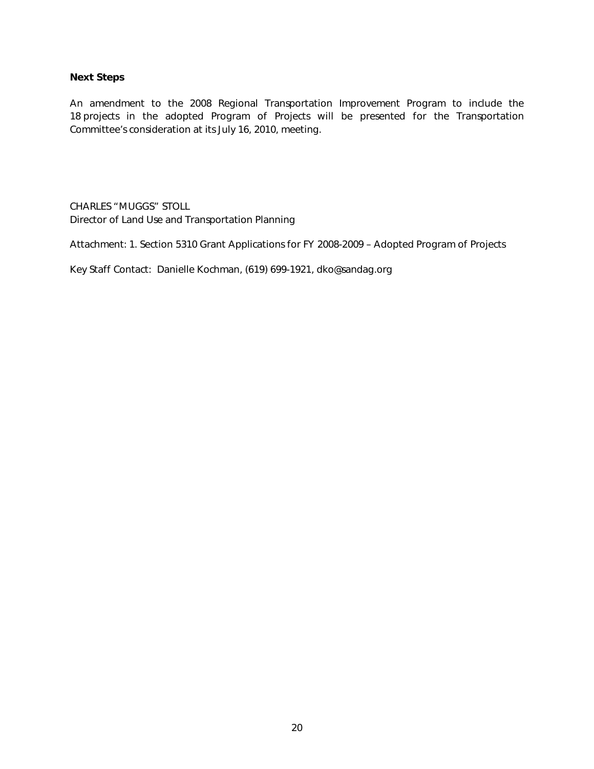**Next Steps**

An amendment to the 2008 Regional Transportation Improvement Program to include the 18 projects in the adopted Program of Projects will be presented for the Transportation Committee's consideration at its July 16, 2010, meeting.

CHARLES "MUGGS" STOLL
Director of Land Use and Transportation Planning

Attachment: 1. Section 5310 Grant Applications for FY 2008-2009 – Adopted Program of Projects

Key Staff Contact: Danielle Kochman, (619) 699-1921, dko@sandag.org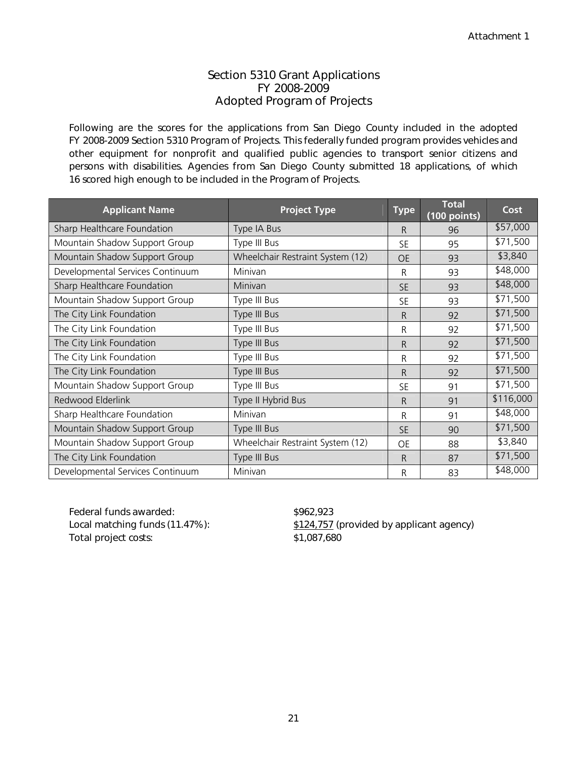Attachment 1

# Section 5310 Grant Applications
# FY 2008-2009
# Adopted Program of Projects

Following are the scores for the applications from San Diego County included in the adopted FY 2008-2009 Section 5310 Program of Projects. This federally funded program provides vehicles and other equipment for nonprofit and qualified public agencies to transport senior citizens and persons with disabilities. Agencies from San Diego County submitted 18 applications, of which 16 scored high enough to be included in the Program of Projects.

| Applicant Name | Project Type | Type | Total (100 points) | Cost |
|---|---|---|---|---|
| Sharp Healthcare Foundation | Type IA Bus | R | 96 | $57,000 |
| Mountain Shadow Support Group | Type III Bus | SE | 95 | $71,500 |
| Mountain Shadow Support Group | Wheelchair Restraint System (12) | OE | 93 | $3,840 |
| Developmental Services Continuum | Minivan | R | 93 | $48,000 |
| Sharp Healthcare Foundation | Minivan | SE | 93 | $48,000 |
| Mountain Shadow Support Group | Type III Bus | SE | 93 | $71,500 |
| The City Link Foundation | Type III Bus | R | 92 | $71,500 |
| The City Link Foundation | Type III Bus | R | 92 | $71,500 |
| The City Link Foundation | Type III Bus | R | 92 | $71,500 |
| The City Link Foundation | Type III Bus | R | 92 | $71,500 |
| The City Link Foundation | Type III Bus | R | 92 | $71,500 |
| Mountain Shadow Support Group | Type III Bus | SE | 91 | $71,500 |
| Redwood Elderlink | Type II Hybrid Bus | R | 91 | $116,000 |
| Sharp Healthcare Foundation | Minivan | R | 91 | $48,000 |
| Mountain Shadow Support Group | Type III Bus | SE | 90 | $71,500 |
| Mountain Shadow Support Group | Wheelchair Restraint System (12) | OE | 88 | $3,840 |
| The City Link Foundation | Type III Bus | R | 87 | $71,500 |
| Developmental Services Continuum | Minivan | R | 83 | $48,000 |

Federal funds awarded: $962,923
Local matching funds (11.47%): $124,757 (provided by applicant agency)
Total project costs: $1,087,680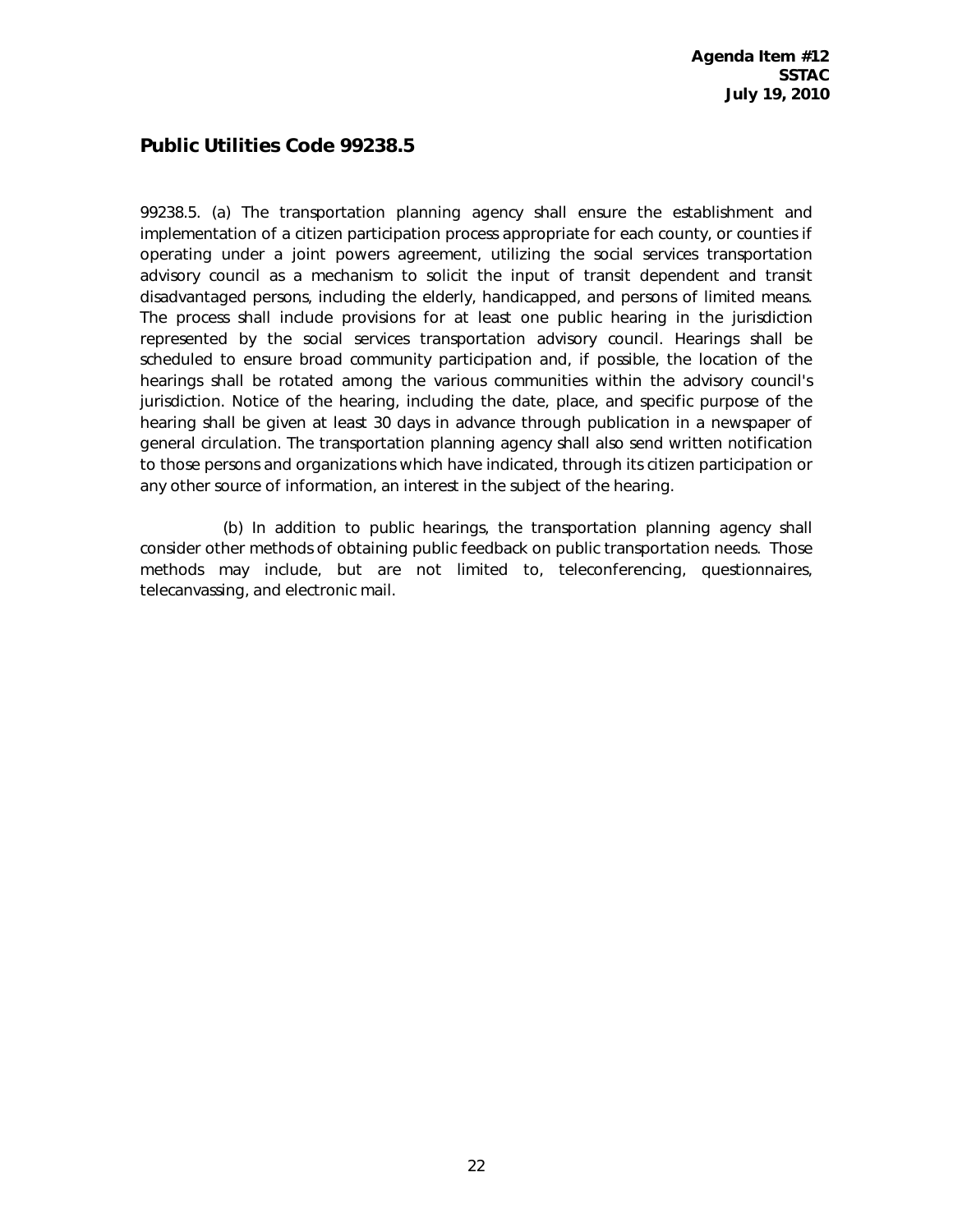Agenda Item #12
SSTAC
July 19, 2010

## Public Utilities Code 99238.5

99238.5. (a) The transportation planning agency shall ensure the establishment and implementation of a citizen participation process appropriate for each county, or counties if operating under a joint powers agreement, utilizing the social services transportation advisory council as a mechanism to solicit the input of transit dependent and transit disadvantaged persons, including the elderly, handicapped, and persons of limited means. The process shall include provisions for at least one public hearing in the jurisdiction represented by the social services transportation advisory council. Hearings shall be scheduled to ensure broad community participation and, if possible, the location of the hearings shall be rotated among the various communities within the advisory council's jurisdiction. Notice of the hearing, including the date, place, and specific purpose of the hearing shall be given at least 30 days in advance through publication in a newspaper of general circulation. The transportation planning agency shall also send written notification to those persons and organizations which have indicated, through its citizen participation or any other source of information, an interest in the subject of the hearing.

(b) In addition to public hearings, the transportation planning agency shall consider other methods of obtaining public feedback on public transportation needs. Those methods may include, but are not limited to, teleconferencing, questionnaires, telecanvassing, and electronic mail.